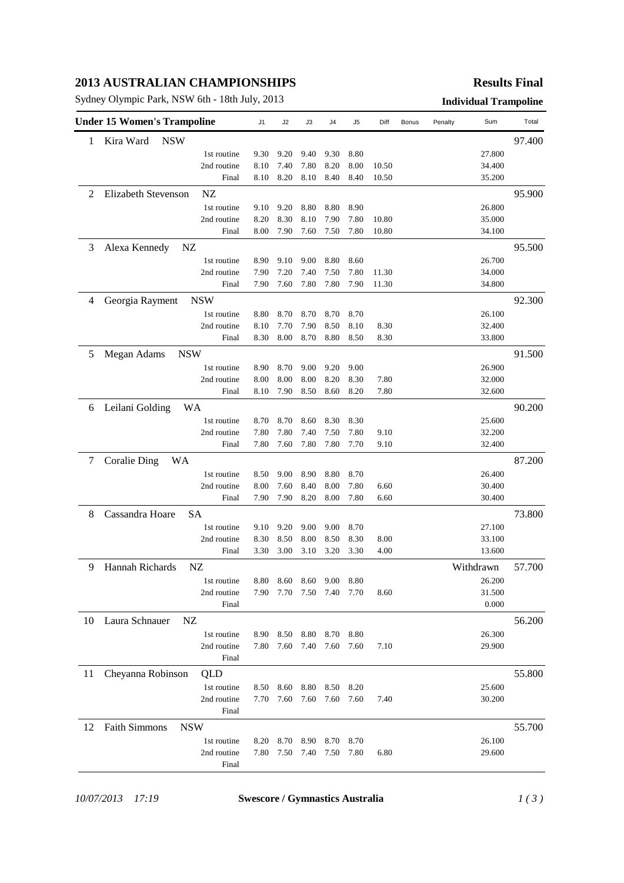# 2013 AUSTRALIAN CHAMPIONSHIPS

**Results Final**

Sydney Olympic Park, NSW 6th - 18th July, 2013

**Individual Trampoline**

| Under 15 Women's Trampoline | | J1 | J2 | J3 | J4 | J5 | Diff | Bonus | Penalty | Sum | Total |
|---|---|---|---|---|---|---|---|---|---|---|---|
| 1 | Kira Ward NSW | | | | | | | | | | 97.400 |
| | 1st routine | 9.30 | 9.20 | 9.40 | 9.30 | 8.80 | | | | 27.800 | |
| | 2nd routine | 8.10 | 7.40 | 7.80 | 8.20 | 8.00 | 10.50 | | | 34.400 | |
| | Final | 8.10 | 8.20 | 8.10 | 8.40 | 8.40 | 10.50 | | | 35.200 | |
| 2 | Elizabeth Stevenson NZ | | | | | | | | | | 95.900 |
| | 1st routine | 9.10 | 9.20 | 8.80 | 8.80 | 8.90 | | | | 26.800 | |
| | 2nd routine | 8.20 | 8.30 | 8.10 | 7.90 | 7.80 | 10.80 | | | 35.000 | |
| | Final | 8.00 | 7.90 | 7.60 | 7.50 | 7.80 | 10.80 | | | 34.100 | |
| 3 | Alexa Kennedy NZ | | | | | | | | | | 95.500 |
| | 1st routine | 8.90 | 9.10 | 9.00 | 8.80 | 8.60 | | | | 26.700 | |
| | 2nd routine | 7.90 | 7.20 | 7.40 | 7.50 | 7.80 | 11.30 | | | 34.000 | |
| | Final | 7.90 | 7.60 | 7.80 | 7.80 | 7.90 | 11.30 | | | 34.800 | |
| 4 | Georgia Rayment NSW | | | | | | | | | | 92.300 |
| | 1st routine | 8.80 | 8.70 | 8.70 | 8.70 | 8.70 | | | | 26.100 | |
| | 2nd routine | 8.10 | 7.70 | 7.90 | 8.50 | 8.10 | 8.30 | | | 32.400 | |
| | Final | 8.30 | 8.00 | 8.70 | 8.80 | 8.50 | 8.30 | | | 33.800 | |
| 5 | Megan Adams NSW | | | | | | | | | | 91.500 |
| | 1st routine | 8.90 | 8.70 | 9.00 | 9.20 | 9.00 | | | | 26.900 | |
| | 2nd routine | 8.00 | 8.00 | 8.00 | 8.20 | 8.30 | 7.80 | | | 32.000 | |
| | Final | 8.10 | 7.90 | 8.50 | 8.60 | 8.20 | 7.80 | | | 32.600 | |
| 6 | Leilani Golding WA | | | | | | | | | | 90.200 |
| | 1st routine | 8.70 | 8.70 | 8.60 | 8.30 | 8.30 | | | | 25.600 | |
| | 2nd routine | 7.80 | 7.80 | 7.40 | 7.50 | 7.80 | 9.10 | | | 32.200 | |
| | Final | 7.80 | 7.60 | 7.80 | 7.80 | 7.70 | 9.10 | | | 32.400 | |
| 7 | Coralie Ding WA | | | | | | | | | | 87.200 |
| | 1st routine | 8.50 | 9.00 | 8.90 | 8.80 | 8.70 | | | | 26.400 | |
| | 2nd routine | 8.00 | 7.60 | 8.40 | 8.00 | 7.80 | 6.60 | | | 30.400 | |
| | Final | 7.90 | 7.90 | 8.20 | 8.00 | 7.80 | 6.60 | | | 30.400 | |
| 8 | Cassandra Hoare SA | | | | | | | | | | 73.800 |
| | 1st routine | 9.10 | 9.20 | 9.00 | 9.00 | 8.70 | | | | 27.100 | |
| | 2nd routine | 8.30 | 8.50 | 8.00 | 8.50 | 8.30 | 8.00 | | | 33.100 | |
| | Final | 3.30 | 3.00 | 3.10 | 3.20 | 3.30 | 4.00 | | | 13.600 | |
| 9 | Hannah Richards NZ | | | | | | | | | Withdrawn | 57.700 |
| | 1st routine | 8.80 | 8.60 | 8.60 | 9.00 | 8.80 | | | | 26.200 | |
| | 2nd routine | 7.90 | 7.70 | 7.50 | 7.40 | 7.70 | 8.60 | | | 31.500 | |
| | Final | | | | | | | | | 0.000 | |
| 10 | Laura Schnauer NZ | | | | | | | | | | 56.200 |
| | 1st routine | 8.90 | 8.50 | 8.80 | 8.70 | 8.80 | | | | 26.300 | |
| | 2nd routine | 7.80 | 7.60 | 7.40 | 7.60 | 7.60 | 7.10 | | | 29.900 | |
| | Final | | | | | | | | | | |
| 11 | Cheyanna Robinson QLD | | | | | | | | | | 55.800 |
| | 1st routine | 8.50 | 8.60 | 8.80 | 8.50 | 8.20 | | | | 25.600 | |
| | 2nd routine | 7.70 | 7.60 | 7.60 | 7.60 | 7.60 | 7.40 | | | 30.200 | |
| | Final | | | | | | | | | | |
| 12 | Faith Simmons NSW | | | | | | | | | | 55.700 |
| | 1st routine | 8.20 | 8.70 | 8.90 | 8.70 | 8.70 | | | | 26.100 | |
| | 2nd routine | 7.80 | 7.50 | 7.40 | 7.50 | 7.80 | 6.80 | | | 29.600 | |
| | Final | | | | | | | | | | |

*10/07/2013 17:19* **Swescore / Gymnastics Australia**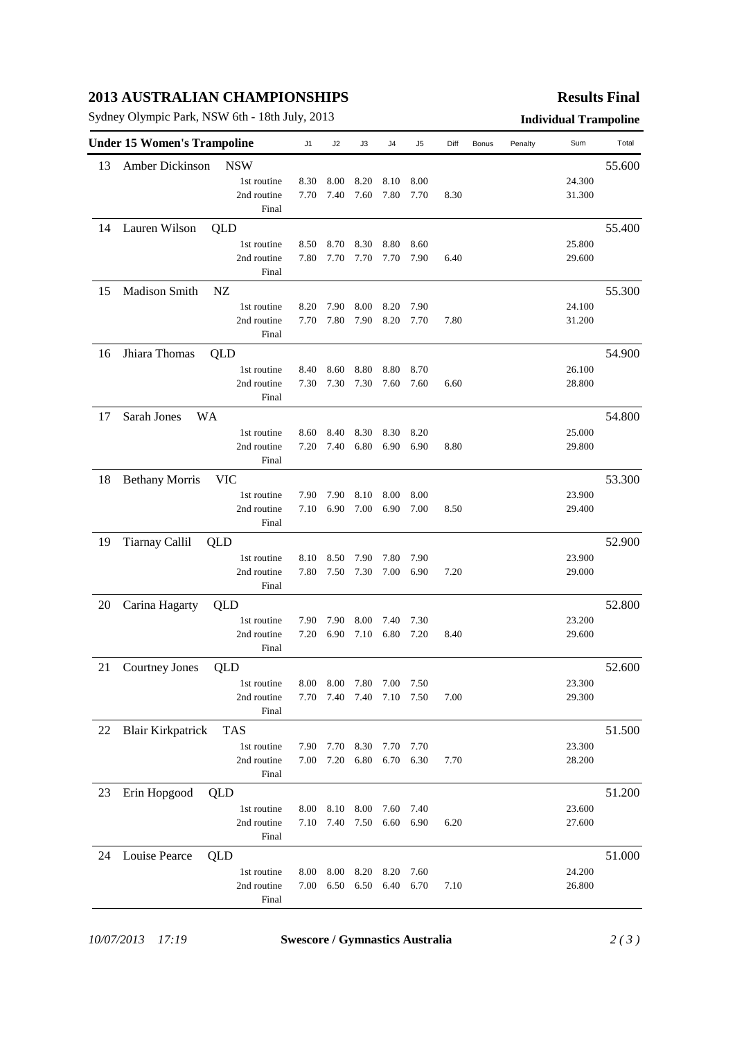# 2013 AUSTRALIAN CHAMPIONSHIPS

**Results Final**

Sydney Olympic Park, NSW 6th - 18th July, 2013

**Individual Trampoline**

| Under 15 Women's Trampoline | | J1 | J2 | J3 | J4 | J5 | Diff | Bonus | Penalty | Sum | Total |
|---|---|---|---|---|---|---|---|---|---|---|---|
| 13 | Amber Dickinson NSW | | | | | | | | | | 55.600 |
| | 1st routine | 8.30 | 8.00 | 8.20 | 8.10 | 8.00 | | | | 24.300 | |
| | 2nd routine | 7.70 | 7.40 | 7.60 | 7.80 | 7.70 | 8.30 | | | 31.300 | |
| | Final | | | | | | | | | | |
| 14 | Lauren Wilson QLD | | | | | | | | | | 55.400 |
| | 1st routine | 8.50 | 8.70 | 8.30 | 8.80 | 8.60 | | | | 25.800 | |
| | 2nd routine | 7.80 | 7.70 | 7.70 | 7.70 | 7.90 | 6.40 | | | 29.600 | |
| | Final | | | | | | | | | | |
| 15 | Madison Smith NZ | | | | | | | | | | 55.300 |
| | 1st routine | 8.20 | 7.90 | 8.00 | 8.20 | 7.90 | | | | 24.100 | |
| | 2nd routine | 7.70 | 7.80 | 7.90 | 8.20 | 7.70 | 7.80 | | | 31.200 | |
| | Final | | | | | | | | | | |
| 16 | Jhiara Thomas QLD | | | | | | | | | | 54.900 |
| | 1st routine | 8.40 | 8.60 | 8.80 | 8.80 | 8.70 | | | | 26.100 | |
| | 2nd routine | 7.30 | 7.30 | 7.30 | 7.60 | 7.60 | 6.60 | | | 28.800 | |
| | Final | | | | | | | | | | |
| 17 | Sarah Jones WA | | | | | | | | | | 54.800 |
| | 1st routine | 8.60 | 8.40 | 8.30 | 8.30 | 8.20 | | | | 25.000 | |
| | 2nd routine | 7.20 | 7.40 | 6.80 | 6.90 | 6.90 | 8.80 | | | 29.800 | |
| | Final | | | | | | | | | | |
| 18 | Bethany Morris VIC | | | | | | | | | | 53.300 |
| | 1st routine | 7.90 | 7.90 | 8.10 | 8.00 | 8.00 | | | | 23.900 | |
| | 2nd routine | 7.10 | 6.90 | 7.00 | 6.90 | 7.00 | 8.50 | | | 29.400 | |
| | Final | | | | | | | | | | |
| 19 | Tiarnay Callil QLD | | | | | | | | | | 52.900 |
| | 1st routine | 8.10 | 8.50 | 7.90 | 7.80 | 7.90 | | | | 23.900 | |
| | 2nd routine | 7.80 | 7.50 | 7.30 | 7.00 | 6.90 | 7.20 | | | 29.000 | |
| | Final | | | | | | | | | | |
| 20 | Carina Hagarty QLD | | | | | | | | | | 52.800 |
| | 1st routine | 7.90 | 7.90 | 8.00 | 7.40 | 7.30 | | | | 23.200 | |
| | 2nd routine | 7.20 | 6.90 | 7.10 | 6.80 | 7.20 | 8.40 | | | 29.600 | |
| | Final | | | | | | | | | | |
| 21 | Courtney Jones QLD | | | | | | | | | | 52.600 |
| | 1st routine | 8.00 | 8.00 | 7.80 | 7.00 | 7.50 | | | | 23.300 | |
| | 2nd routine | 7.70 | 7.40 | 7.40 | 7.10 | 7.50 | 7.00 | | | 29.300 | |
| | Final | | | | | | | | | | |
| 22 | Blair Kirkpatrick TAS | | | | | | | | | | 51.500 |
| | 1st routine | 7.90 | 7.70 | 8.30 | 7.70 | 7.70 | | | | 23.300 | |
| | 2nd routine | 7.00 | 7.20 | 6.80 | 6.70 | 6.30 | 7.70 | | | 28.200 | |
| | Final | | | | | | | | | | |
| 23 | Erin Hopgood QLD | | | | | | | | | | 51.200 |
| | 1st routine | 8.00 | 8.10 | 8.00 | 7.60 | 7.40 | | | | 23.600 | |
| | 2nd routine | 7.10 | 7.40 | 7.50 | 6.60 | 6.90 | 6.20 | | | 27.600 | |
| | Final | | | | | | | | | | |
| 24 | Louise Pearce QLD | | | | | | | | | | 51.000 |
| | 1st routine | 8.00 | 8.00 | 8.20 | 8.20 | 7.60 | | | | 24.200 | |
| | 2nd routine | 7.00 | 6.50 | 6.50 | 6.40 | 6.70 | 7.10 | | | 26.800 | |
| | Final | | | | | | | | | | |

*10/07/2013 17:19* **Swescore / Gymnastics Australia**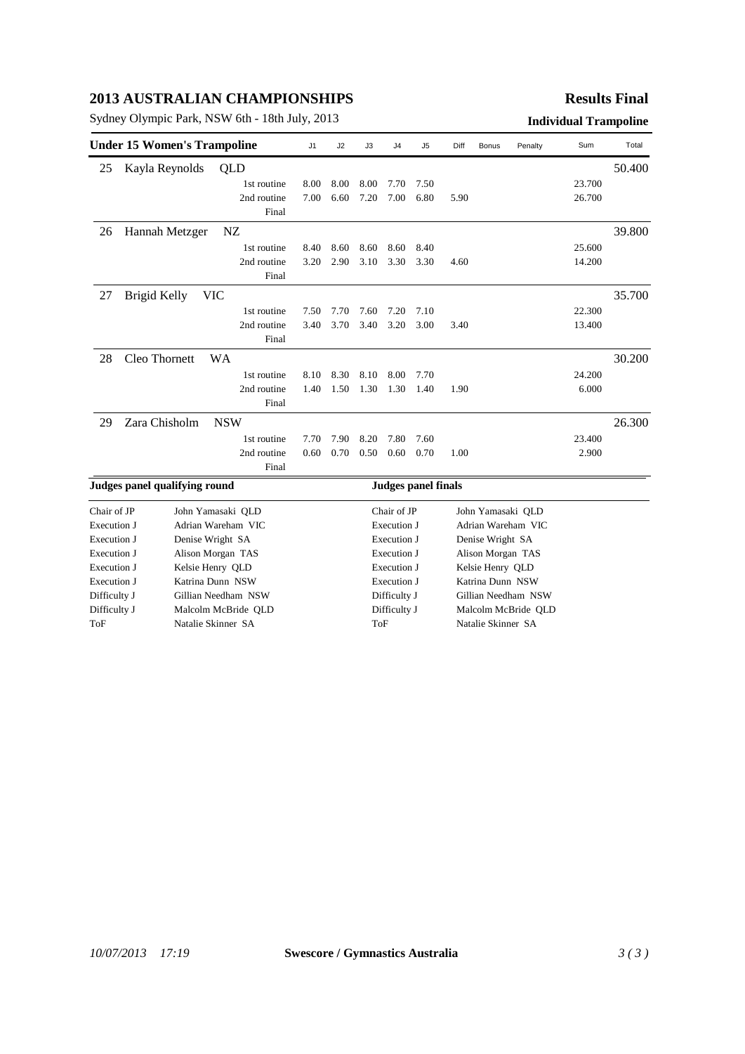# 2013 AUSTRALIAN CHAMPIONSHIPS

**Results Final**

Sydney Olympic Park, NSW 6th - 18th July, 2013

**Individual Trampoline**

| **Under 15 Women's Trampoline** | | J1 | J2 | J3 | J4 | J5 | Diff | Bonus | Penalty | Sum | Total |
|---|---|---|---|---|---|---|---|---|---|---|---|
| 25 | Kayla Reynolds QLD | | | | | | | | | | 50.400 |
| | 1st routine | 8.00 | 8.00 | 8.00 | 7.70 | 7.50 | | | | 23.700 | |
| | 2nd routine | 7.00 | 6.60 | 7.20 | 7.00 | 6.80 | 5.90 | | | 26.700 | |
| | Final | | | | | | | | | | |
| 26 | Hannah Metzger NZ | | | | | | | | | | 39.800 |
| | 1st routine | 8.40 | 8.60 | 8.60 | 8.60 | 8.40 | | | | 25.600 | |
| | 2nd routine | 3.20 | 2.90 | 3.10 | 3.30 | 3.30 | 4.60 | | | 14.200 | |
| | Final | | | | | | | | | | |
| 27 | Brigid Kelly VIC | | | | | | | | | | 35.700 |
| | 1st routine | 7.50 | 7.70 | 7.60 | 7.20 | 7.10 | | | | 22.300 | |
| | 2nd routine | 3.40 | 3.70 | 3.40 | 3.20 | 3.00 | 3.40 | | | 13.400 | |
| | Final | | | | | | | | | | |
| 28 | Cleo Thornett WA | | | | | | | | | | 30.200 |
| | 1st routine | 8.10 | 8.30 | 8.10 | 8.00 | 7.70 | | | | 24.200 | |
| | 2nd routine | 1.40 | 1.50 | 1.30 | 1.30 | 1.40 | 1.90 | | | 6.000 | |
| | Final | | | | | | | | | | |
| 29 | Zara Chisholm NSW | | | | | | | | | | 26.300 |
| | 1st routine | 7.70 | 7.90 | 8.20 | 7.80 | 7.60 | | | | 23.400 | |
| | 2nd routine | 0.60 | 0.70 | 0.50 | 0.60 | 0.70 | 1.00 | | | 2.900 | |
| | Final | | | | | | | | | | |

| **Judges panel qualifying round** | | **Judges panel finals** | |
|---|---|---|---|
| Chair of JP | John Yamasaki QLD | Chair of JP | John Yamasaki QLD |
| Execution J | Adrian Wareham VIC | Execution J | Adrian Wareham VIC |
| Execution J | Denise Wright SA | Execution J | Denise Wright SA |
| Execution J | Alison Morgan TAS | Execution J | Alison Morgan TAS |
| Execution J | Kelsie Henry QLD | Execution J | Kelsie Henry QLD |
| Execution J | Katrina Dunn NSW | Execution J | Katrina Dunn NSW |
| Difficulty J | Gillian Needham NSW | Difficulty J | Gillian Needham NSW |
| Difficulty J | Malcolm McBride QLD | Difficulty J | Malcolm McBride QLD |
| ToF | Natalie Skinner SA | ToF | Natalie Skinner SA |

*10/07/2013 17:19* **Swescore / Gymnastics Australia**